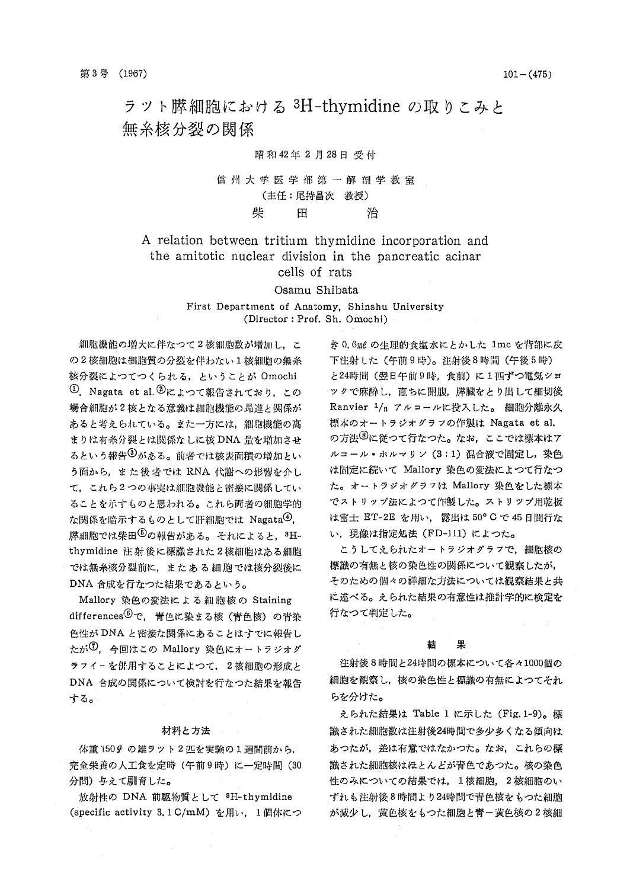# ラット膵細胞における $^{3}$H-thymidine の取りこみと無糸核分裂の関係

昭和42年2月28日受付

信州大学医学部第一解剖学教室
(主任：尾持昌次　教授)

柴　田　　治

## A relation between tritium thymidine incorporation and the amitotic nuclear division in the pancreatic acinar cells of rats

Osamu Shibata

First Department of Anatomy, Shinshu University
(Director : Prof. Sh. Omochi)

細胞機能の増大に伴なつて2核細胞数が増加し，この2核細胞は細胞質の分裂を伴わない1核細胞の無糸核分裂によつてつくられる，ということが Omochi [1], Nagata et al. [2]によつて報告されており，この場合細胞が2核となる意義は細胞機能の昂進と関係があると考えられている。また一方には，細胞機能の高まりは有糸分裂とは関係なしに核DNA量を増加させるという報告[3]がある。前者では核表面積の増加という面から，また後者では RNA 代謝への影響を介して，これら2つの事実は細胞機能と密接に関係していることを示すものと思われる。これら両者の細胞学的な関係を暗示するものとして肝細胞では Nagata[4]，膵細胞では柴田[5]の報告がある。それによると，$^{3}$H-thymidine 注射後に標識された2核細胞はある細胞では無糸核分裂前に，またある細胞では核分裂後に DNA 合成を行なつた結果であるという。

Mallory 染色の変法による細胞核の Staining differences[6]で，青色に染まる核（青色核）の青染色性が DNA と密接な関係にあることはすでに報告したが[7]，今回はこの Mallory 染色にオートラジオグラフィーを併用することによつて，2核細胞の形成と DNA 合成の関係について検討を行なつた結果を報告する。

### 材料と方法

体重 150$g$ の雄ラット2匹を実験の1週間前から，完全栄養の人工食を定時（午前9時）に一定時間（30分間）与えて飼育した。

放射性の DNA 前駆物質として $^{3}$H-thymidine (specific activity 3.1 C/mM) を用い，1個体につき 0.6$ml$ の生理的食塩水にとかした 1mc を背部に皮下注射した（午前9時）。注射後8時間（午後5時）と24時間（翌日午前9時，食前）に1匹ずつ電気ショックで麻酔し，直ちに開腹，膵臓をとり出して細切後 Ranvier $^{1}/_{3}$ アルコールに投入した。細胞分離永久標本のオートラジオグラフの作製は Nagata et al. の方法[8]に従つて行なつた。なお，ここでは標本はアルコール・ホルマリン（3：1）混合液で固定し，染色は固定に続いて Mallory 染色の変法によつて行なつた。オートラジオグラフは Mallory 染色をした標本でストリップ法によつて作製した。ストリップ用乾板は富士 ET-2E を用い，露出は 50° C で45日間行ない，現像は指定処法（FD-111）によつた。

こうしてえられたオートラジオグラフで，細胞核の標識の有無と核の染色性の関係について観察したが，そのための個々の詳細な方法については観察結果と共に述べる。えられた結果の有意性は推計学的に検定を行なつて判定した。

### 結　果

注射後8時間と24時間の標本について各々1000個の細胞を観察し，核の染色性と標識の有無によつてそれらを分けた。

えられた結果は Table 1 に示した（Fig. 1-9）。標識された細胞数は注射後24時間で多少多くなる傾向はあつたが，差は有意ではなかつた。なお，これらの標識された細胞核はほとんどが青色であつた。核の染色性のみについての結果では，1核細胞，2核細胞のいずれも注射後8時間より24時間で青色核をもつた細胞が減少し，黄色核をもつた細胞と青－黄色核の2核細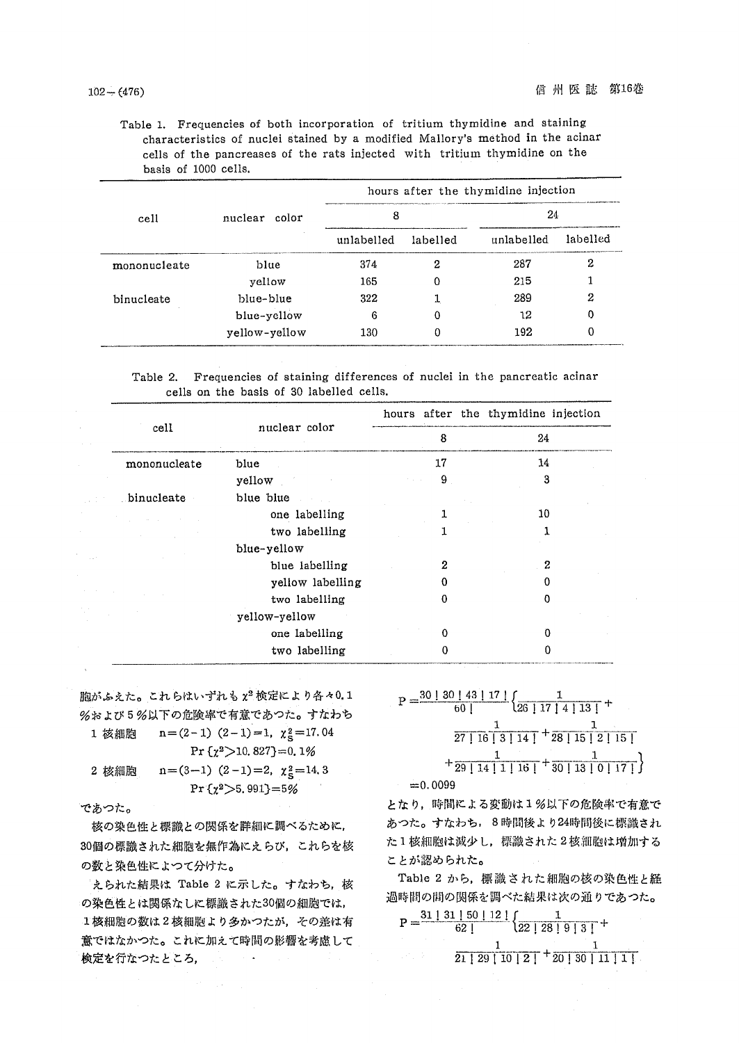Table 1. Frequencies of both incorporation of tritium thymidine and staining characteristics of nuclei stained by a modified Mallory's method in the acinar cells of the pancreases of the rats injected with tritium thymidine on the basis of 1000 cells.

| cell | nuclear color | hours after the thymidine injection | | | |
|---|---|---|---|---|---|
| | | 8 | | 24 | |
| | | unlabelled | labelled | unlabelled | labelled |
| mononucleate | blue | 374 | 2 | 287 | 2 |
| | yellow | 165 | 0 | 215 | 1 |
| binucleate | blue-blue | 322 | 1 | 289 | 2 |
| | blue-yellow | 6 | 0 | 12 | 0 |
| | yellow-yellow | 130 | 0 | 192 | 0 |

Table 2. Frequencies of staining differences of nuclei in the pancreatic acinar cells on the basis of 30 labelled cells.

| cell | nuclear color | hours after the thymidine injection | |
|---|---|---|---|
| | | 8 | 24 |
| mononucleate | blue | 17 | 14 |
| | yellow | 9 | 3 |
| binucleate | blue blue | | |
| | one labelling | 1 | 10 |
| | two labelling | 1 | 1 |
| | blue-yellow | | |
| | blue labelling | 2 | 2 |
| | yellow labelling | 0 | 0 |
| | two labelling | 0 | 0 |
| | yellow-yellow | | |
| | one labelling | 0 | 0 |
| | two labelling | 0 | 0 |

胞がふえた。これらはいずれも$\chi^2$検定により各々0.1%および5%以下の危険率で有意であつた。すなわち

1核細胞　$n=(2-1)(2-1)=1,\ \chi^2_S=17.04$

$\Pr\{\chi^2>10.827\}=0.1\%$

2核細胞　$n=(3-1)(2-1)=2,\ \chi^2_S=14.3$

$\Pr\{\chi^2>5.991\}=5\%$

であつた。

核の染色性と標識との関係を詳細に調べるために，30個の標識された細胞を無作為にえらび，これらを核の数と染色性によつて分けた。

えられた結果は Table 2 に示した。すなわち，核の染色性とは関係なしに標識された30個の細胞では，1核細胞の数は2核細胞より多かつたが，その差は有意ではなかつた。これに加えて時間の影響を考慮して検定を行なつたところ，

$$P=\frac{30!\,30!\,43!\,17!}{60!}\left\{\frac{1}{26!\,17!\,4!\,13!}+\frac{1}{27!\,16!\,3!\,14!}+\frac{1}{28!\,15!\,2!\,15!}+\frac{1}{29!\,14!\,1!\,16!}+\frac{1}{30!\,13!\,0!\,17!}\right\}$$

$$=0.0099$$

となり，時間による変動は1%以下の危険率で有意であつた。すなわち，8時間後より24時間後に標識された1核細胞は減少し，標識された2核細胞は増加することが認められた。

Table 2 から，標識された細胞の核の染色性と経過時間の間の関係を調べた結果は次の通りであつた。

$$P=\frac{31!\,31!\,50!\,12!}{62!}\left\{\frac{1}{22!\,28!\,9!\,3!}+\frac{1}{21!\,29!\,10!\,2!}+\frac{1}{20!\,30!\,11!\,1!}\right.$$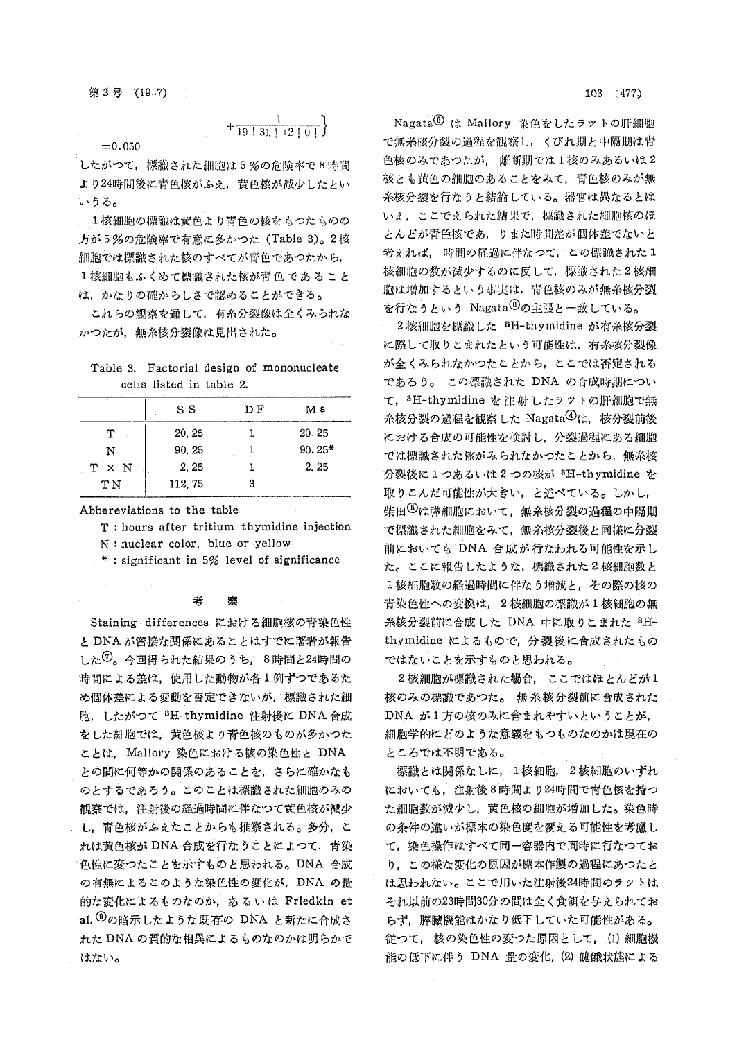$$+\frac{1}{19!\,31!\,12!\,0!}\Big\}$$

$=0.050$

したがつて，標識された細胞は5％の危険率で8時間より24時間後に青色核がふえ，黄色核が減少したといいうる。

1核細胞の標識は黄色より青色の核をもつたものの方が5％の危険率で有意に多かつた（Table 3)。2核細胞では標識された核のすべてが青色であつたから，1核細胞もふくめて標識された核が青色であることは，かなりの確からしさで認めることができる。

これらの観察を通して，有糸分裂像は全くみられなかつたが，無糸核分裂像は見出された。

Table 3. Factorial design of mononucleate cells listed in table 2.

| | SS | DF | Ms |
|---|---|---|---|
| T | 20.25 | 1 | 20.25 |
| N | 90.25 | 1 | 90.25* |
| T × N | 2.25 | 1 | 2.25 |
| TN | 112.75 | 3 | |

Abbereviations to the table

T : hours after tritium thymidine injection

N : nuclear color, blue or yellow

\* : significant in 5% level of significance

## 考　察

Staining differences における細胞核の青染色性とDNAが密接な関係にあることはすでに著者が報告した[7]。今回得られた結果のうち，8時間と24時間の時間による差は，使用した動物が各1例ずつであるため個体差による変動を否定できないが，標識された細胞，したがつて ${}^{3}$H-thymidine 注射後にDNA合成をした細胞では，黄色核より青色核のものが多かつたことは，Mallory 染色における核の染色性とDNAとの間に何等かの関係のあることを，さらに確かなものとするであろう。このことは標識された細胞のみの観察では，注射後の経過時間に伴なつて黄色核が減少し，青色核がふえたことからも推察される。多分，これは黄色核がDNA合成を行なうことによつて，青染色性に変つたことを示すものと思われる。DNA合成の有無によるこのような染色性の変化が，DNAの量的な変化によるものなのか，あるいは Friedkin et al.[9]の暗示したような既存のDNAと新たに合成されたDNAの質的な相異によるものなのかは明らかではない。

Nagata[6] は Mallory 染色をしたラットの肝細胞で無糸核分裂の過程を観察し，くびれ期と中隔期は青色核のみであつたが，離断期では1核のみあるいは2核とも黄色の細胞のあることをみて，青色核のみが無糸核分裂を行なうと結論している。器官は異なるとはいえ，ここでえられた結果で，標識された細胞核のほとんどが青色核であり，また時間差が個体差でないと考えれば，時間の経過に伴なつて，この標識された1核細胞の数が減少するのに反して，標識された2核細胞は増加するという事実は，青色核のみが無糸核分裂を行なうという Nagata[6]の主張と一致している。

2核細胞を標識した ${}^{3}$H-thymidine が有糸核分裂に際して取りこまれたという可能性は，有糸核分裂像が全くみられなかつたことから，ここでは否定されるであろう。この標識されたDNAの合成時期について，${}^{3}$H-thymidine を注射したラットの肝細胞で無糸核分裂の過程を観察した Nagata[4]は，核分裂前後における合成の可能性を検討し，分裂過程にある細胞では標識された核がみられなかつたことから，無糸核分裂後に1つあるいは2つの核が ${}^{3}$H-thymidine を取りこんだ可能性が大きい，と述べている。しかし，柴田[5]は脾細胞において，無糸核分裂の過程の中隔期で標識された細胞をみて，無糸核分裂後と同様に分裂前においてもDNA合成が行なわれる可能性を示した。ここに報告したような，標識された2核細胞数と1核細胞数の経過時間に伴なう増減と，その際の核の青染色性への変換は，2核細胞の標識が1核細胞の無糸核分裂前に合成したDNA中に取りこまれた ${}^{3}$H-thymidine によるもので，分裂後に合成されたものではないことを示すものと思われる。

2核細胞が標識された場合，ここではほとんどが1核のみの標識であつた。無糸核分裂前に合成されたDNAが1方の核のみに含まれやすいということが，細胞学的にどのような意義をもつものなのかは現在のところでは不明である。

標識とは関係なしに，1核細胞，2核細胞のいずれにおいても，注射後8時間より24時間で青色核を持つた細胞数が減少し，黄色核の細胞が増加した。染色時の条件の違いが標本の染色度を変える可能性を考慮して，染色操作はすべて同一容器内で同時に行なつており，この様な変化の原因が標本作製の過程にあつたとは思われない。ここで用いた注射後24時間のラットはそれ以前の23時間30分の間は全く食餌を与えられておらず，膵臓機能はかなり低下していた可能性がある。従つて，核の染色性の変つた原因として，(1) 細胞機能の低下に伴うDNA量の変化，(2) 飢餓状態による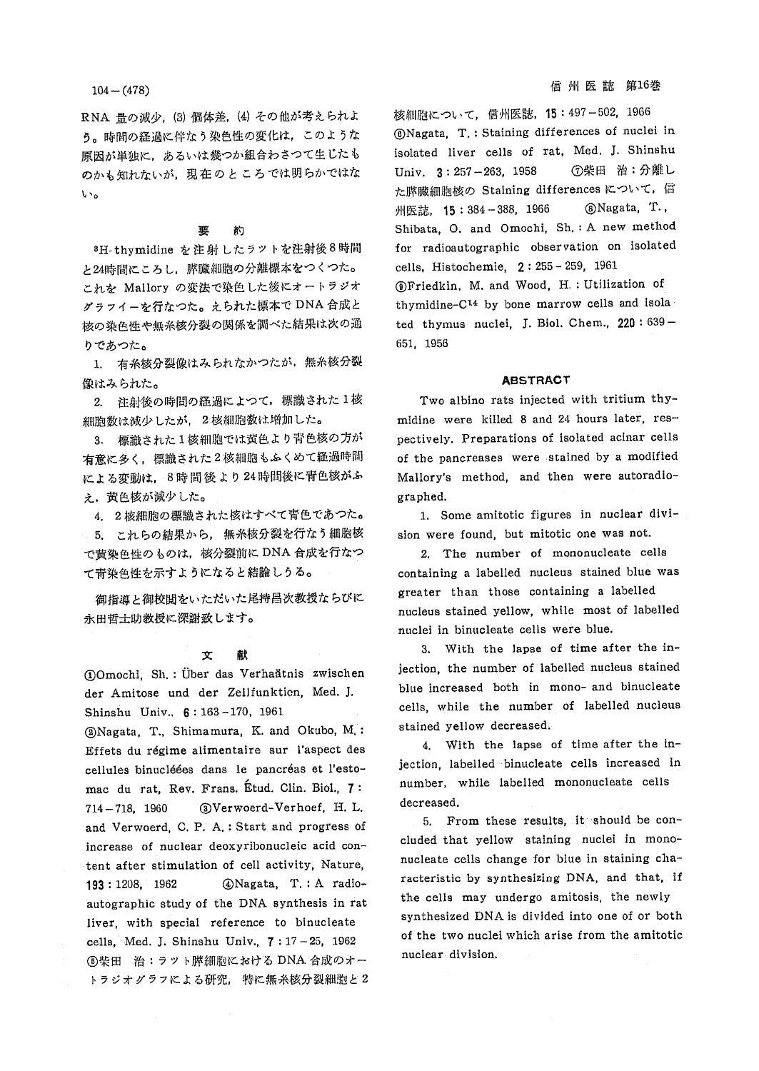RNA 量の減少，(3) 個体差，(4) その他が考えられよう。時間の経過に伴なう染色性の変化は，このような原因が単独に，あるいは幾つか組合わさつて生じたものかも知れないが，現在のところでは明らかではない。

## 要　約

$^3$H-thymidine を注射したラットを注射後8時間と24時間にころし，膵臓細胞の分離標本をつくつた。これを Mallory の変法で染色した後にオートラジオグラフィーを行なつた。えられた標本で DNA 合成と核の染色性や無糸核分裂の関係を調べた結果は次の通りであつた。

1. 有糸核分裂像はみられなかつたが，無糸核分裂像はみられた。
2. 注射後の時間の経過によつて，標識された1核細胞数は減少したが，2核細胞数は増加した。
3. 標識された1核細胞では黄色より青色核の方が有意に多く，標識された2核細胞もふくめて経過時間による変動は，8時間後より24時間後に青色核がふえ，黄色核が減少した。
4. 2核細胞の標識された核はすべて青色であつた。
5. これらの結果から，無糸核分裂を行なう細胞核で黄染色性のものは，核分裂前に DNA 合成を行なつて青染色性を示すようになると結論しうる。

御指導と御校閲をいただいた尾持昌次教授ならびに永田哲士助教授に深謝致します。

## 文　献

①Omochi, Sh.: Über das Verhaätnis zwischen der Amitose und der Zellfunktion, Med. J. Shinshu Univ., 6: 163-170, 1961 ②Nagata, T., Shimamura, K. and Okubo, M.: Effets du régime alimentaire sur l'aspect des cellules binucléées dans le pancréas et l'estomac du rat, Rev. Frans. Étud. Clin. Biol., 7: 714-718, 1960 ③Verwoerd-Verhoef, H. L. and Verwoerd, C. P. A.: Start and progress of increase of nuclear deoxyribonucleic acid content after stimulation of cell activity, Nature, 193: 1208, 1962 ④Nagata, T.: A radioautographic study of the DNA synthesis in rat liver, with special reference to binucleate cells, Med. J. Shinshu Univ., 7: 17-25, 1962 ⑤柴田 治：ラット膵細胞における DNA 合成のオートラジオグラフによる研究，特に無糸核分裂細胞と2核細胞について，信州医誌，15: 497-502, 1966 ⑥Nagata, T.: Staining differences of nuclei in isolated liver cells of rat, Med. J. Shinshu Univ. 3: 257-263, 1958 ⑦柴田 治：分離した膵臓細胞核の Staining differences について，信州医誌，15: 384-388, 1966 ⑧Nagata, T., Shibata, O. and Omochi, Sh.: A new method for radioautographic observation on isolated cells, Histochemie, 2: 255-259, 1961 ⑨Friedkin, M. and Wood, H.: Utilization of thymidine-$C^{14}$ by bone marrow cells and isolated thymus nuclei, J. Biol. Chem., 220: 639-651, 1956

## ABSTRACT

Two albino rats injected with tritium thymidine were killed 8 and 24 hours later, respectively. Preparations of isolated acinar cells of the pancreases were stained by a modified Mallory's method, and then were autoradiographed.

1. Some amitotic figures in nuclear division were found, but mitotic one was not.
2. The number of mononucleate cells containing a labelled nucleus stained blue was greater than those containing a labelled nucleus stained yellow, while most of labelled nuclei in binucleate cells were blue.
3. With the lapse of time after the injection, the number of labelled nucleus stained blue increased both in mono- and binucleate cells, while the number of labelled nucleus stained yellow decreased.
4. With the lapse of time after the injection, labelled binucleate cells increased in number, while labelled mononucleate cells decreased.
5. From these results, it should be concluded that yellow staining nuclei in mononucleate cells change for blue in staining characteristic by synthesizing DNA, and that, if the cells may undergo amitosis, the newly synthesized DNA is divided into one of or both of the two nuclei which arise from the amitotic nuclear division.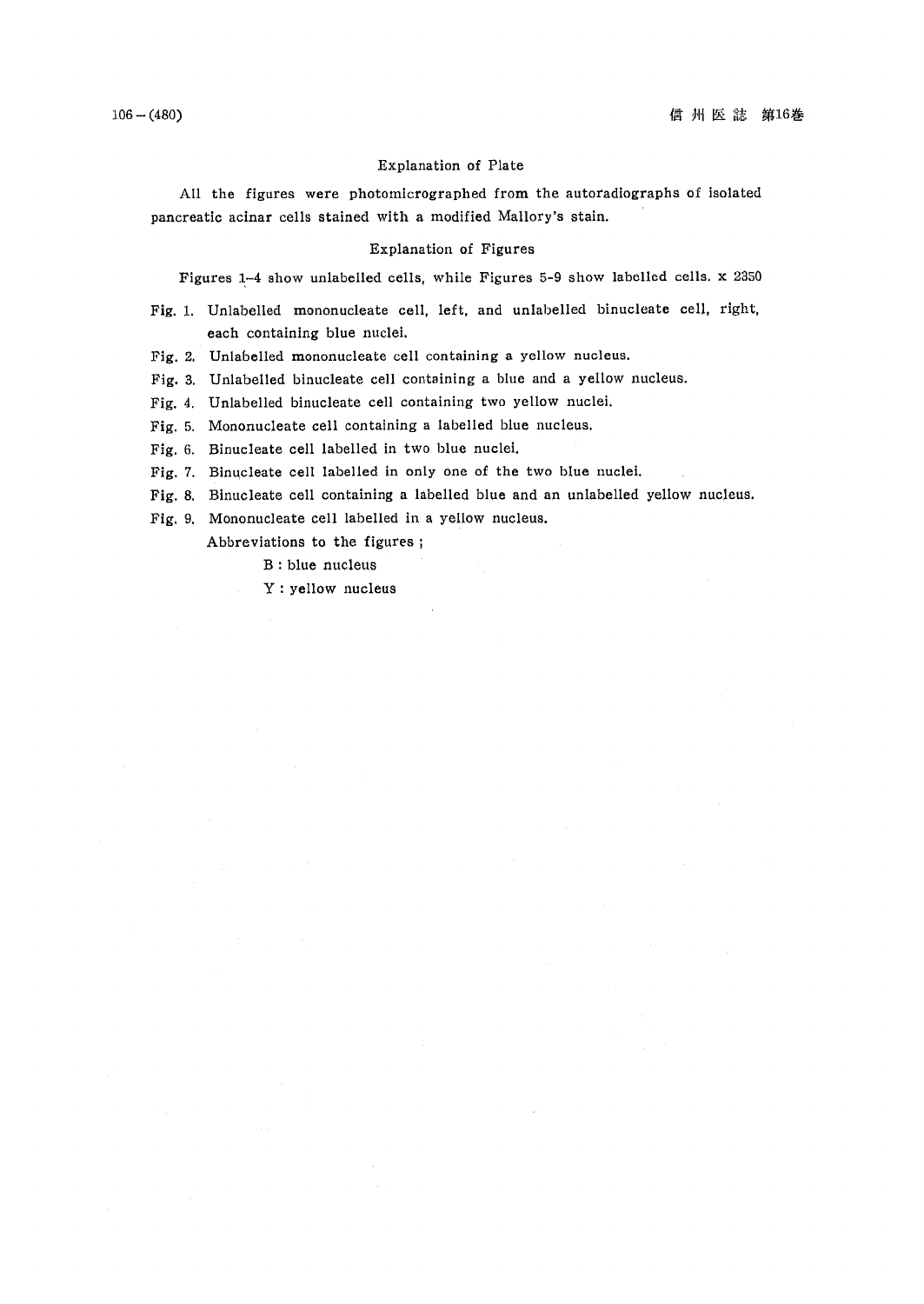## Explanation of Plate

All the figures were photomicrographed from the autoradiographs of isolated pancreatic acinar cells stained with a modified Mallory's stain.

## Explanation of Figures

Figures 1–4 show unlabelled cells, while Figures 5-9 show labelled cells. x 2350

- Fig. 1. Unlabelled mononucleate cell, left, and unlabelled binucleate cell, right, each containing blue nuclei.
- Fig. 2. Unlabelled mononucleate cell containing a yellow nucleus.
- Fig. 3. Unlabelled binucleate cell containing a blue and a yellow nucleus.
- Fig. 4. Unlabelled binucleate cell containing two yellow nuclei.
- Fig. 5. Mononucleate cell containing a labelled blue nucleus.
- Fig. 6. Binucleate cell labelled in two blue nuclei.
- Fig. 7. Binucleate cell labelled in only one of the two blue nuclei.
- Fig. 8. Binucleate cell containing a labelled blue and an unlabelled yellow nucleus.
- Fig. 9. Mononucleate cell labelled in a yellow nucleus.

Abbreviations to the figures ;

B : blue nucleus

Y : yellow nucleus